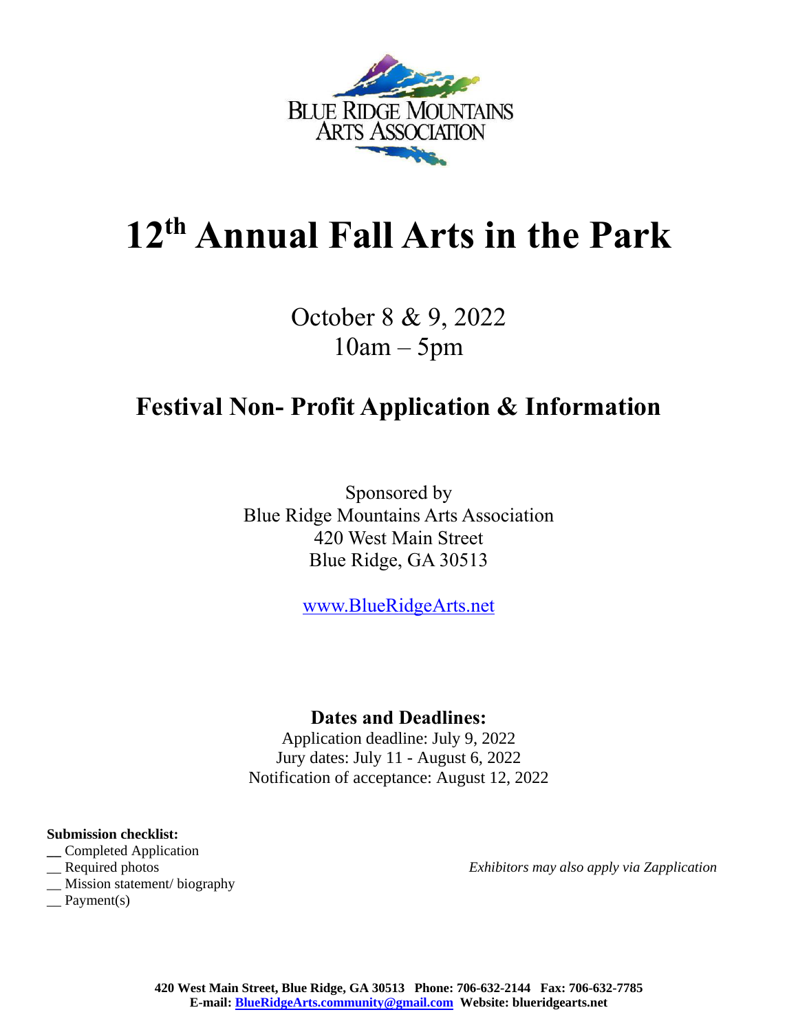BLUE RIDGE MOUNTAINS ARTS ASSOCIATION

# 12th Annual Fall Arts in the Park

October 8 & 9, 2022
10am – 5pm

## Festival Non- Profit Application & Information

Sponsored by
Blue Ridge Mountains Arts Association
420 West Main Street
Blue Ridge, GA 30513

www.BlueRidgeArts.net

**Dates and Deadlines:**
Application deadline: July 9, 2022
Jury dates: July 11 - August 6, 2022
Notification of acceptance: August 12, 2022

**Submission checklist:**
__ Completed Application
__ Required photos
__ Mission statement/ biography
__ Payment(s)

*Exhibitors may also apply via Zapplication*

**420 West Main Street, Blue Ridge, GA 30513 Phone: 706-632-2144 Fax: 706-632-7785**
**E-mail: BlueRidgeArts.community@gmail.com Website: blueridgearts.net**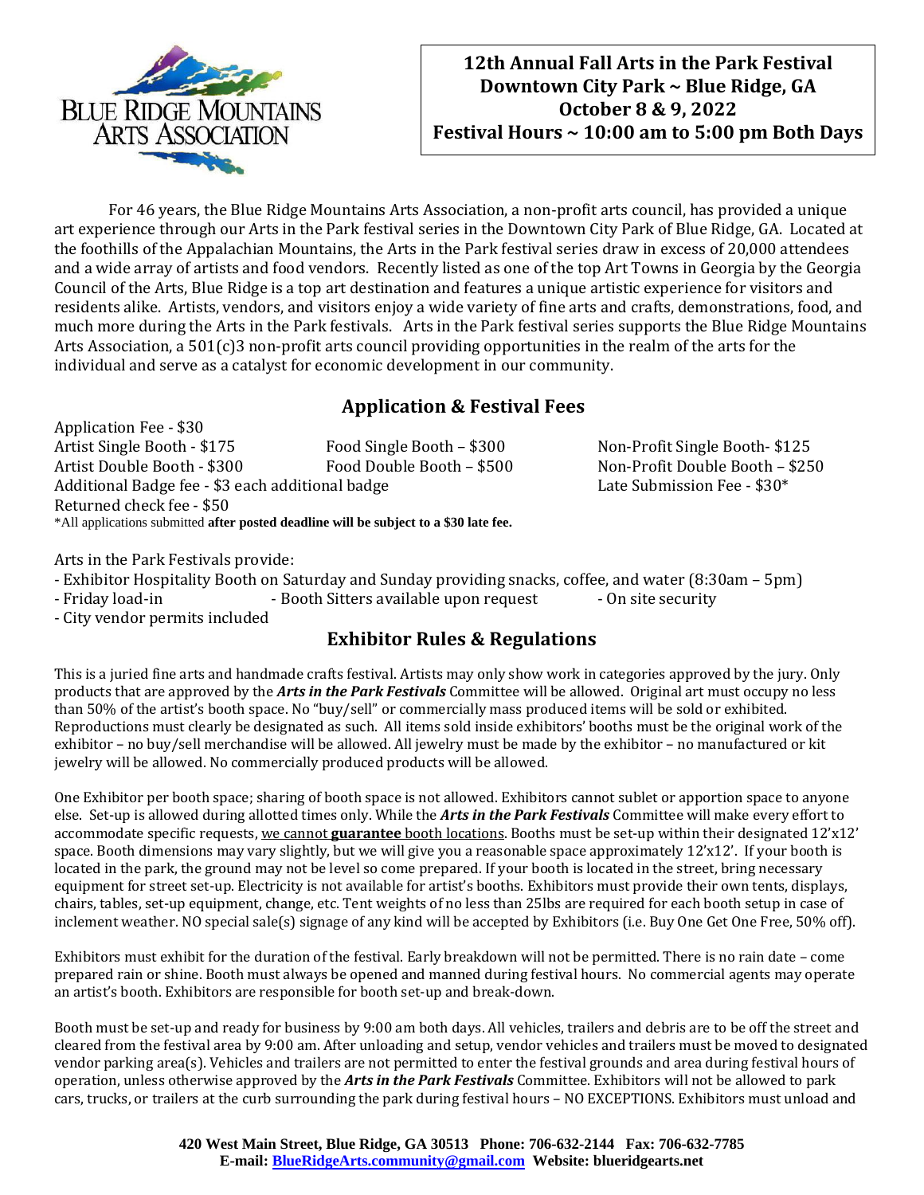BLUE RIDGE MOUNTAINS ARTS ASSOCIATION

**12th Annual Fall Arts in the Park Festival**
**Downtown City Park ~ Blue Ridge, GA**
**October 8 & 9, 2022**
**Festival Hours ~ 10:00 am to 5:00 pm Both Days**

For 46 years, the Blue Ridge Mountains Arts Association, a non-profit arts council, has provided a unique art experience through our Arts in the Park festival series in the Downtown City Park of Blue Ridge, GA. Located at the foothills of the Appalachian Mountains, the Arts in the Park festival series draw in excess of 20,000 attendees and a wide array of artists and food vendors. Recently listed as one of the top Art Towns in Georgia by the Georgia Council of the Arts, Blue Ridge is a top art destination and features a unique artistic experience for visitors and residents alike. Artists, vendors, and visitors enjoy a wide variety of fine arts and crafts, demonstrations, food, and much more during the Arts in the Park festivals. Arts in the Park festival series supports the Blue Ridge Mountains Arts Association, a 501(c)3 non-profit arts council providing opportunities in the realm of the arts for the individual and serve as a catalyst for economic development in our community.

## Application & Festival Fees

Application Fee - $30
Artist Single Booth - $175
Artist Double Booth - $300
Food Single Booth – $300
Food Double Booth – $500
Non-Profit Single Booth- $125
Non-Profit Double Booth – $250
Additional Badge fee - $3 each additional badge
Late Submission Fee - $30*
Returned check fee - $50

*All applications submitted **after posted deadline will be subject to a $30 late fee.**

Arts in the Park Festivals provide:

- Exhibitor Hospitality Booth on Saturday and Sunday providing snacks, coffee, and water (8:30am – 5pm)
- Friday load-in
- Booth Sitters available upon request
- On site security
- City vendor permits included

## Exhibitor Rules & Regulations

This is a juried fine arts and handmade crafts festival. Artists may only show work in categories approved by the jury. Only products that are approved by the ***Arts in the Park Festivals*** Committee will be allowed. Original art must occupy no less than 50% of the artist's booth space. No "buy/sell" or commercially mass produced items will be sold or exhibited. Reproductions must clearly be designated as such. All items sold inside exhibitors' booths must be the original work of the exhibitor – no buy/sell merchandise will be allowed. All jewelry must be made by the exhibitor – no manufactured or kit jewelry will be allowed. No commercially produced products will be allowed.

One Exhibitor per booth space; sharing of booth space is not allowed. Exhibitors cannot sublet or apportion space to anyone else. Set-up is allowed during allotted times only. While the ***Arts in the Park Festivals*** Committee will make every effort to accommodate specific requests, we cannot **guarantee** booth locations. Booths must be set-up within their designated 12'x12' space. Booth dimensions may vary slightly, but we will give you a reasonable space approximately 12'x12'. If your booth is located in the park, the ground may not be level so come prepared. If your booth is located in the street, bring necessary equipment for street set-up. Electricity is not available for artist's booths. Exhibitors must provide their own tents, displays, chairs, tables, set-up equipment, change, etc. Tent weights of no less than 25lbs are required for each booth setup in case of inclement weather. NO special sale(s) signage of any kind will be accepted by Exhibitors (i.e. Buy One Get One Free, 50% off).

Exhibitors must exhibit for the duration of the festival. Early breakdown will not be permitted. There is no rain date – come prepared rain or shine. Booth must always be opened and manned during festival hours. No commercial agents may operate an artist's booth. Exhibitors are responsible for booth set-up and break-down.

Booth must be set-up and ready for business by 9:00 am both days. All vehicles, trailers and debris are to be off the street and cleared from the festival area by 9:00 am. After unloading and setup, vendor vehicles and trailers must be moved to designated vendor parking area(s). Vehicles and trailers are not permitted to enter the festival grounds and area during festival hours of operation, unless otherwise approved by the ***Arts in the Park Festivals*** Committee. Exhibitors will not be allowed to park cars, trucks, or trailers at the curb surrounding the park during festival hours – NO EXCEPTIONS. Exhibitors must unload and

**420 West Main Street, Blue Ridge, GA 30513 Phone: 706-632-2144 Fax: 706-632-7785**
**E-mail: BlueRidgeArts.community@gmail.com Website: blueridgearts.net**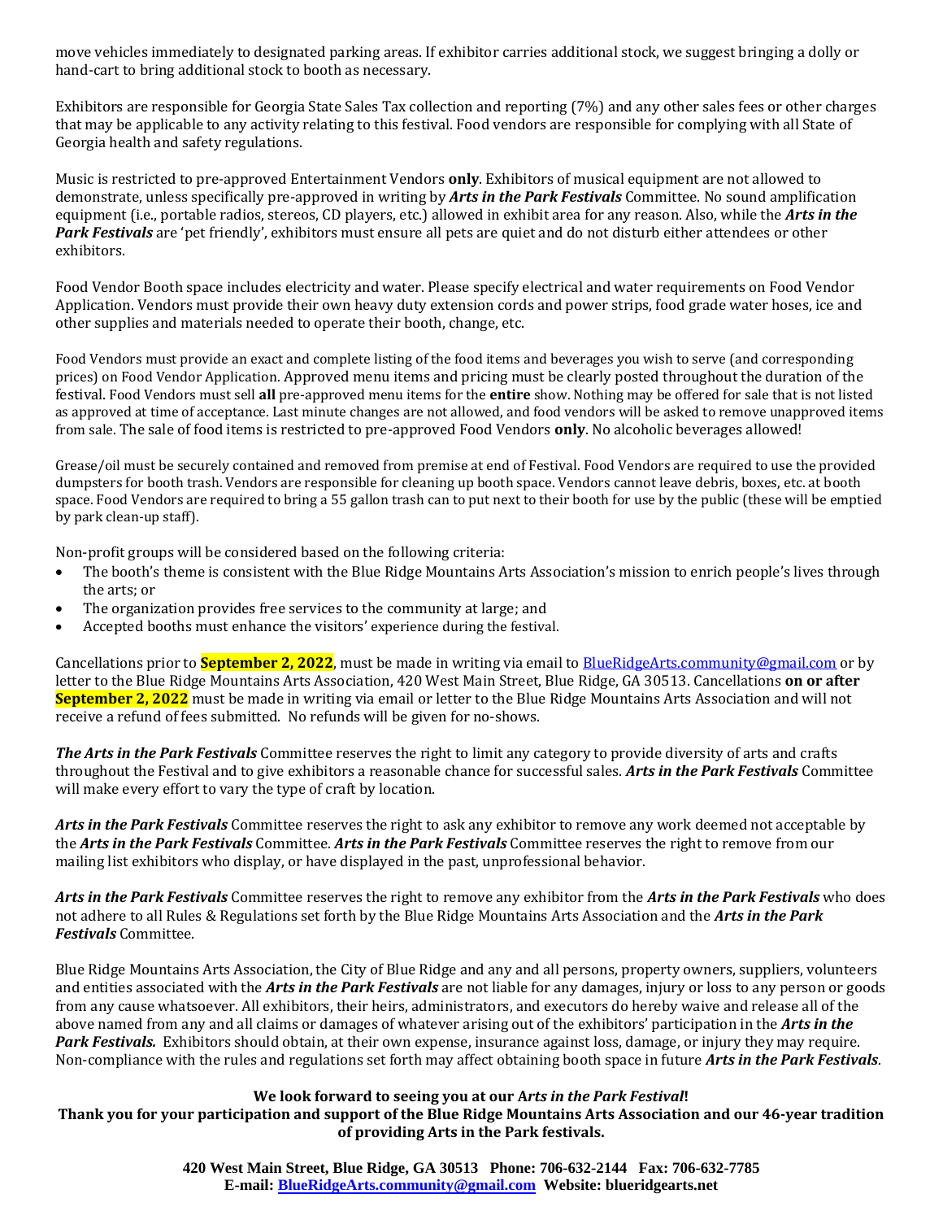move vehicles immediately to designated parking areas. If exhibitor carries additional stock, we suggest bringing a dolly or hand-cart to bring additional stock to booth as necessary.

Exhibitors are responsible for Georgia State Sales Tax collection and reporting (7%) and any other sales fees or other charges that may be applicable to any activity relating to this festival. Food vendors are responsible for complying with all State of Georgia health and safety regulations.

Music is restricted to pre-approved Entertainment Vendors **only**. Exhibitors of musical equipment are not allowed to demonstrate, unless specifically pre-approved in writing by ***Arts in the Park Festivals*** Committee. No sound amplification equipment (i.e., portable radios, stereos, CD players, etc.) allowed in exhibit area for any reason. Also, while the ***Arts in the Park Festivals*** are 'pet friendly', exhibitors must ensure all pets are quiet and do not disturb either attendees or other exhibitors.

Food Vendor Booth space includes electricity and water. Please specify electrical and water requirements on Food Vendor Application. Vendors must provide their own heavy duty extension cords and power strips, food grade water hoses, ice and other supplies and materials needed to operate their booth, change, etc.

Food Vendors must provide an exact and complete listing of the food items and beverages you wish to serve (and corresponding prices) on Food Vendor Application. Approved menu items and pricing must be clearly posted throughout the duration of the festival. Food Vendors must sell **all** pre-approved menu items for the **entire** show. Nothing may be offered for sale that is not listed as approved at time of acceptance. Last minute changes are not allowed, and food vendors will be asked to remove unapproved items from sale. The sale of food items is restricted to pre-approved Food Vendors **only**. No alcoholic beverages allowed!

Grease/oil must be securely contained and removed from premise at end of Festival. Food Vendors are required to use the provided dumpsters for booth trash. Vendors are responsible for cleaning up booth space. Vendors cannot leave debris, boxes, etc. at booth space. Food Vendors are required to bring a 55 gallon trash can to put next to their booth for use by the public (these will be emptied by park clean-up staff).

Non-profit groups will be considered based on the following criteria:

- The booth's theme is consistent with the Blue Ridge Mountains Arts Association's mission to enrich people's lives through the arts; or
- The organization provides free services to the community at large; and
- Accepted booths must enhance the visitors' experience during the festival.

Cancellations prior to **September 2, 2022**, must be made in writing via email to BlueRidgeArts.community@gmail.com or by letter to the Blue Ridge Mountains Arts Association, 420 West Main Street, Blue Ridge, GA 30513. Cancellations **on or after September 2, 2022** must be made in writing via email or letter to the Blue Ridge Mountains Arts Association and will not receive a refund of fees submitted. No refunds will be given for no-shows.

***The Arts in the Park Festivals*** Committee reserves the right to limit any category to provide diversity of arts and crafts throughout the Festival and to give exhibitors a reasonable chance for successful sales. ***Arts in the Park Festivals*** Committee will make every effort to vary the type of craft by location.

***Arts in the Park Festivals*** Committee reserves the right to ask any exhibitor to remove any work deemed not acceptable by the ***Arts in the Park Festivals*** Committee. ***Arts in the Park Festivals*** Committee reserves the right to remove from our mailing list exhibitors who display, or have displayed in the past, unprofessional behavior.

***Arts in the Park Festivals*** Committee reserves the right to remove any exhibitor from the ***Arts in the Park Festivals*** who does not adhere to all Rules & Regulations set forth by the Blue Ridge Mountains Arts Association and the ***Arts in the Park Festivals*** Committee.

Blue Ridge Mountains Arts Association, the City of Blue Ridge and any and all persons, property owners, suppliers, volunteers and entities associated with the ***Arts in the Park Festivals*** are not liable for any damages, injury or loss to any person or goods from any cause whatsoever. All exhibitors, their heirs, administrators, and executors do hereby waive and release all of the above named from any and all claims or damages of whatever arising out of the exhibitors' participation in the ***Arts in the Park Festivals.*** Exhibitors should obtain, at their own expense, insurance against loss, damage, or injury they may require. Non-compliance with the rules and regulations set forth may affect obtaining booth space in future ***Arts in the Park Festivals***.

**We look forward to seeing you at our A*rts in the Park Festival*!**

**Thank you for your participation and support of the Blue Ridge Mountains Arts Association and our 46-year tradition of providing Arts in the Park festivals.**

**420 West Main Street, Blue Ridge, GA 30513 Phone: 706-632-2144 Fax: 706-632-7785**
**E-mail: BlueRidgeArts.community@gmail.com Website: blueridgearts.net**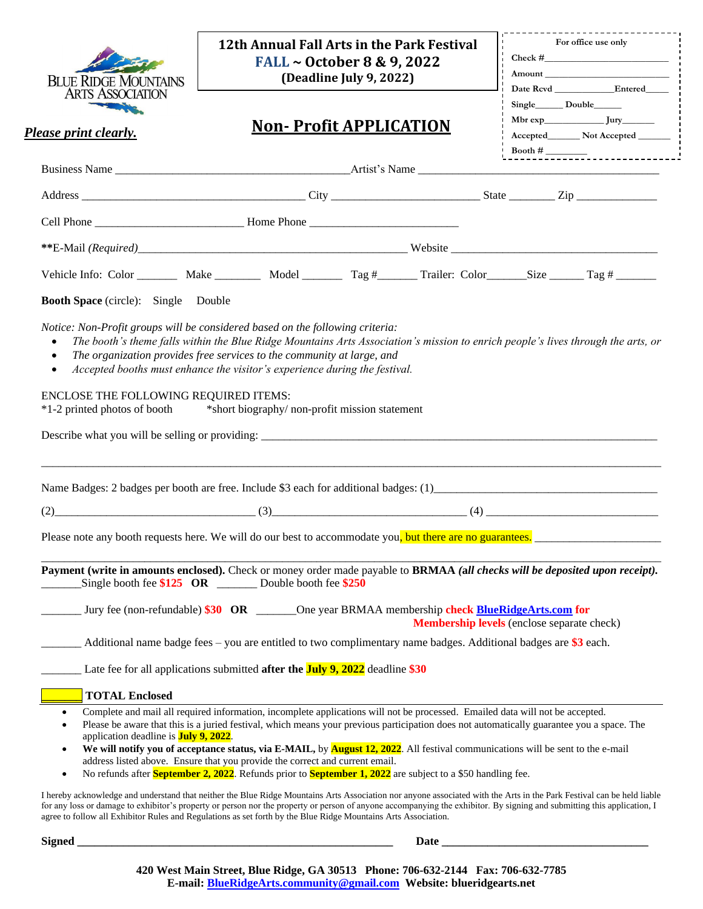BLUE RIDGE MOUNTAINS ARTS ASSOCIATION

**12th Annual Fall Arts in the Park Festival**
**FALL ~ October 8 & 9, 2022**
**(Deadline July 9, 2022)**

For office use only
Check #___________________________
Amount ___________________________
Date Rcvd ____________ Entered_____
Single______ Double______
Mbr exp____________ Jury_______
Accepted_______ Not Accepted _______
Booth # ________

***Please print clearly.***

# Non- Profit APPLICATION

Business Name ________________________________________ Artist's Name __________________________________________

Address ______________________________________ City _________________________ State ________ Zip ______________

Cell Phone _________________________ Home Phone _________________________

**\*\***E-Mail *(Required)*______________________________________________ Website ___________________________________

Vehicle Info: Color _______ Make ________ Model _______ Tag #_______ Trailer: Color_______Size ______ Tag # _______

**Booth Space** (circle): Single Double

*Notice: Non-Profit groups will be considered based on the following criteria:*

- *The booth's theme falls within the Blue Ridge Mountains Arts Association's mission to enrich people's lives through the arts, or*
- *The organization provides free services to the community at large, and*
- *Accepted booths must enhance the visitor's experience during the festival.*

ENCLOSE THE FOLLOWING REQUIRED ITEMS:
*1-2 printed photos of booth *short biography/ non-profit mission statement

Describe what you will be selling or providing: _______________________________________________________________________

_____________________________________________________________________________________________________________

Name Badges: 2 badges per booth are free. Include $3 each for additional badges: (1)______________________________________

(2)__________________________________ (3)__________________________________ (4) ______________________________

Please note any booth requests here. We will do our best to accommodate you, but there are no guarantees. _____________________

_____________________________________________________________________________________________________________

**Payment (write in amounts enclosed).** Check or money order made payable to **BRMAA** ***(all checks will be deposited upon receipt).***
_______Single booth fee **$125** **OR** _______ Double booth fee **$250**

_______ Jury fee (non-refundable) **$30** **OR** _______One year BRMAA membership **check BlueRidgeArts.com for Membership levels** (enclose separate check)

_______ Additional name badge fees – you are entitled to two complimentary name badges. Additional badges are **$3** each.

_______ Late fee for all applications submitted **after the July 9, 2022** deadline **$30**

_______ **TOTAL Enclosed**

- Complete and mail all required information, incomplete applications will not be processed. Emailed data will not be accepted.
- Please be aware that this is a juried festival, which means your previous participation does not automatically guarantee you a space. The application deadline is **July 9, 2022**.
- **We will notify you of acceptance status, via E-MAIL,** by **August 12, 2022**. All festival communications will be sent to the e-mail address listed above. Ensure that you provide the correct and current email.
- No refunds after **September 2, 2022**. Refunds prior to **September 1, 2022** are subject to a $50 handling fee.

I hereby acknowledge and understand that neither the Blue Ridge Mountains Arts Association nor anyone associated with the Arts in the Park Festival can be held liable for any loss or damage to exhibitor's property or person nor the property or person of anyone accompanying the exhibitor. By signing and submitting this application, I agree to follow all Exhibitor Rules and Regulations as set forth by the Blue Ridge Mountains Arts Association.

**Signed** _______________________________________________________ **Date** ___________________________________

**420 West Main Street, Blue Ridge, GA 30513 Phone: 706-632-2144 Fax: 706-632-7785**
**E-mail: BlueRidgeArts.community@gmail.com Website: blueridgearts.net**